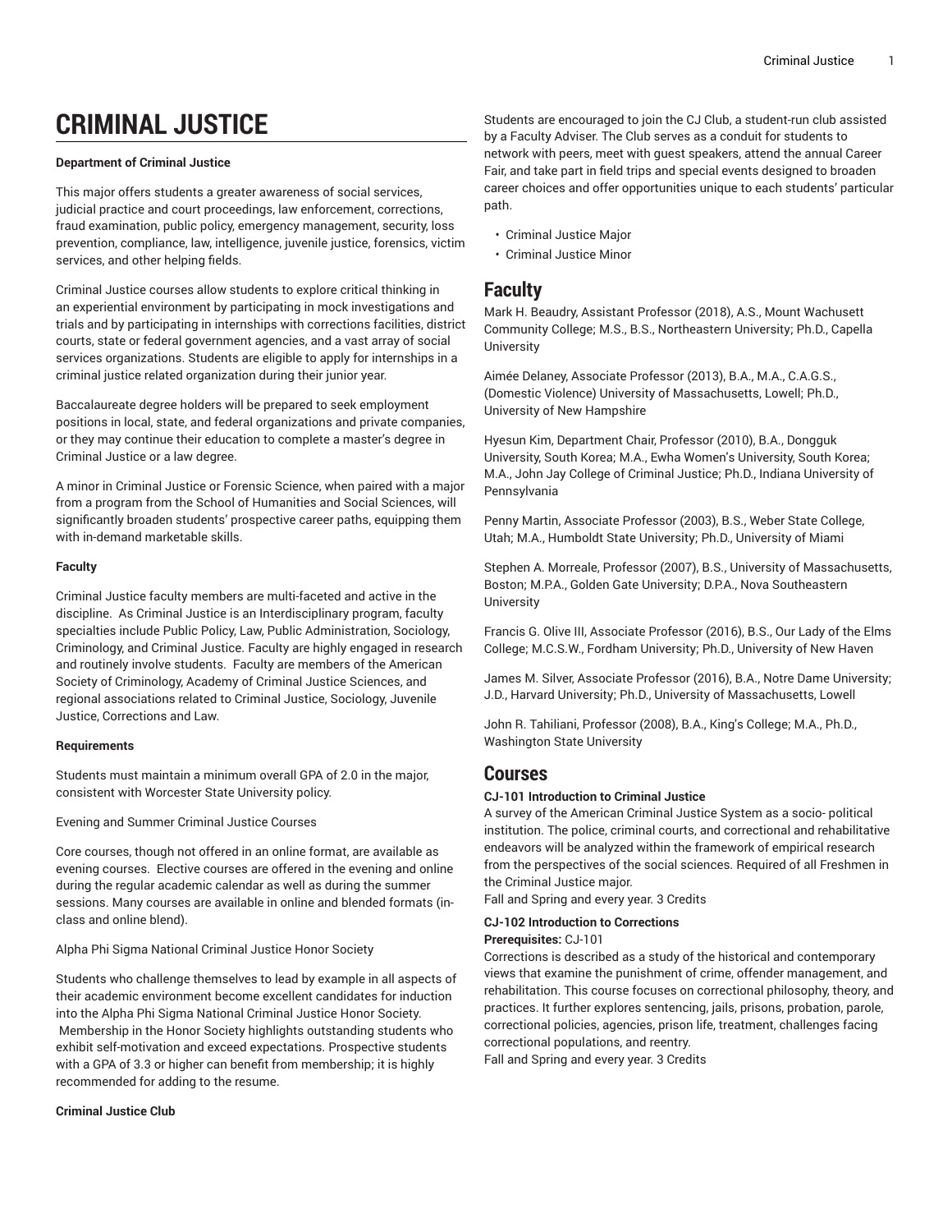# CRIMINAL JUSTICE

**Department of Criminal Justice**

This major offers students a greater awareness of social services, judicial practice and court proceedings, law enforcement, corrections, fraud examination, public policy, emergency management, security, loss prevention, compliance, law, intelligence, juvenile justice, forensics, victim services, and other helping fields.

Criminal Justice courses allow students to explore critical thinking in an experiential environment by participating in mock investigations and trials and by participating in internships with corrections facilities, district courts, state or federal government agencies, and a vast array of social services organizations. Students are eligible to apply for internships in a criminal justice related organization during their junior year.

Baccalaureate degree holders will be prepared to seek employment positions in local, state, and federal organizations and private companies, or they may continue their education to complete a master's degree in Criminal Justice or a law degree.

A minor in Criminal Justice or Forensic Science, when paired with a major from a program from the School of Humanities and Social Sciences, will significantly broaden students' prospective career paths, equipping them with in-demand marketable skills.

**Faculty**

Criminal Justice faculty members are multi-faceted and active in the discipline. As Criminal Justice is an Interdisciplinary program, faculty specialties include Public Policy, Law, Public Administration, Sociology, Criminology, and Criminal Justice. Faculty are highly engaged in research and routinely involve students. Faculty are members of the American Society of Criminology, Academy of Criminal Justice Sciences, and regional associations related to Criminal Justice, Sociology, Juvenile Justice, Corrections and Law.

**Requirements**

Students must maintain a minimum overall GPA of 2.0 in the major, consistent with Worcester State University policy.

Evening and Summer Criminal Justice Courses

Core courses, though not offered in an online format, are available as evening courses. Elective courses are offered in the evening and online during the regular academic calendar as well as during the summer sessions. Many courses are available in online and blended formats (in-class and online blend).

Alpha Phi Sigma National Criminal Justice Honor Society

Students who challenge themselves to lead by example in all aspects of their academic environment become excellent candidates for induction into the Alpha Phi Sigma National Criminal Justice Honor Society. Membership in the Honor Society highlights outstanding students who exhibit self-motivation and exceed expectations. Prospective students with a GPA of 3.3 or higher can benefit from membership; it is highly recommended for adding to the resume.

**Criminal Justice Club**

Students are encouraged to join the CJ Club, a student-run club assisted by a Faculty Adviser. The Club serves as a conduit for students to network with peers, meet with guest speakers, attend the annual Career Fair, and take part in field trips and special events designed to broaden career choices and offer opportunities unique to each students' particular path.

- Criminal Justice Major
- Criminal Justice Minor

## Faculty

Mark H. Beaudry, Assistant Professor (2018), A.S., Mount Wachusett Community College; M.S., B.S., Northeastern University; Ph.D., Capella University

Aimée Delaney, Associate Professor (2013), B.A., M.A., C.A.G.S., (Domestic Violence) University of Massachusetts, Lowell; Ph.D., University of New Hampshire

Hyesun Kim, Department Chair, Professor (2010), B.A., Dongguk University, South Korea; M.A., Ewha Women's University, South Korea; M.A., John Jay College of Criminal Justice; Ph.D., Indiana University of Pennsylvania

Penny Martin, Associate Professor (2003), B.S., Weber State College, Utah; M.A., Humboldt State University; Ph.D., University of Miami

Stephen A. Morreale, Professor (2007), B.S., University of Massachusetts, Boston; M.P.A., Golden Gate University; D.P.A., Nova Southeastern University

Francis G. Olive III, Associate Professor (2016), B.S., Our Lady of the Elms College; M.C.S.W., Fordham University; Ph.D., University of New Haven

James M. Silver, Associate Professor (2016), B.A., Notre Dame University; J.D., Harvard University; Ph.D., University of Massachusetts, Lowell

John R. Tahiliani, Professor (2008), B.A., King's College; M.A., Ph.D., Washington State University

## Courses

**CJ-101 Introduction to Criminal Justice**

A survey of the American Criminal Justice System as a socio- political institution. The police, criminal courts, and correctional and rehabilitative endeavors will be analyzed within the framework of empirical research from the perspectives of the social sciences. Required of all Freshmen in the Criminal Justice major.

Fall and Spring and every year. 3 Credits

**CJ-102 Introduction to Corrections**

**Prerequisites:** CJ-101

Corrections is described as a study of the historical and contemporary views that examine the punishment of crime, offender management, and rehabilitation. This course focuses on correctional philosophy, theory, and practices. It further explores sentencing, jails, prisons, probation, parole, correctional policies, agencies, prison life, treatment, challenges facing correctional populations, and reentry.

Fall and Spring and every year. 3 Credits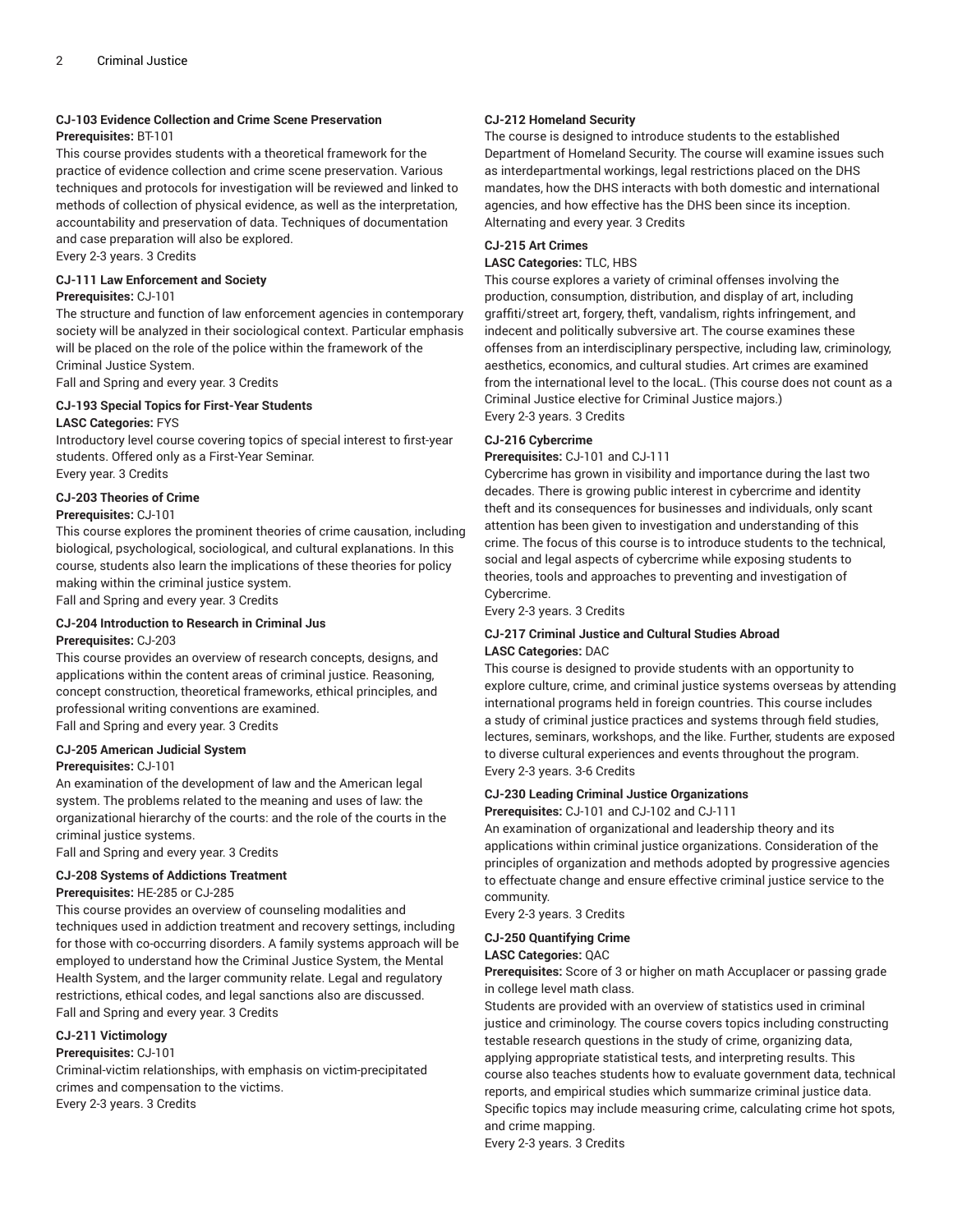#### CJ-103 Evidence Collection and Crime Scene Preservation

**Prerequisites:** BT-101

This course provides students with a theoretical framework for the practice of evidence collection and crime scene preservation. Various techniques and protocols for investigation will be reviewed and linked to methods of collection of physical evidence, as well as the interpretation, accountability and preservation of data. Techniques of documentation and case preparation will also be explored.

Every 2-3 years. 3 Credits

#### CJ-111 Law Enforcement and Society

**Prerequisites:** CJ-101

The structure and function of law enforcement agencies in contemporary society will be analyzed in their sociological context. Particular emphasis will be placed on the role of the police within the framework of the Criminal Justice System.

Fall and Spring and every year. 3 Credits

#### CJ-193 Special Topics for First-Year Students

**LASC Categories:** FYS

Introductory level course covering topics of special interest to first-year students. Offered only as a First-Year Seminar.

Every year. 3 Credits

#### CJ-203 Theories of Crime

**Prerequisites:** CJ-101

This course explores the prominent theories of crime causation, including biological, psychological, sociological, and cultural explanations. In this course, students also learn the implications of these theories for policy making within the criminal justice system.

Fall and Spring and every year. 3 Credits

#### CJ-204 Introduction to Research in Criminal Jus

**Prerequisites:** CJ-203

This course provides an overview of research concepts, designs, and applications within the content areas of criminal justice. Reasoning, concept construction, theoretical frameworks, ethical principles, and professional writing conventions are examined.

Fall and Spring and every year. 3 Credits

#### CJ-205 American Judicial System

**Prerequisites:** CJ-101

An examination of the development of law and the American legal system. The problems related to the meaning and uses of law: the organizational hierarchy of the courts: and the role of the courts in the criminal justice systems.

Fall and Spring and every year. 3 Credits

#### CJ-208 Systems of Addictions Treatment

**Prerequisites:** HE-285 or CJ-285

This course provides an overview of counseling modalities and techniques used in addiction treatment and recovery settings, including for those with co-occurring disorders. A family systems approach will be employed to understand how the Criminal Justice System, the Mental Health System, and the larger community relate. Legal and regulatory restrictions, ethical codes, and legal sanctions also are discussed.

Fall and Spring and every year. 3 Credits

#### CJ-211 Victimology

**Prerequisites:** CJ-101

Criminal-victim relationships, with emphasis on victim-precipitated crimes and compensation to the victims.

Every 2-3 years. 3 Credits

#### CJ-212 Homeland Security

The course is designed to introduce students to the established Department of Homeland Security. The course will examine issues such as interdepartmental workings, legal restrictions placed on the DHS mandates, how the DHS interacts with both domestic and international agencies, and how effective has the DHS been since its inception.

Alternating and every year. 3 Credits

#### CJ-215 Art Crimes

**LASC Categories:** TLC, HBS

This course explores a variety of criminal offenses involving the production, consumption, distribution, and display of art, including graffiti/street art, forgery, theft, vandalism, rights infringement, and indecent and politically subversive art. The course examines these offenses from an interdisciplinary perspective, including law, criminology, aesthetics, economics, and cultural studies. Art crimes are examined from the international level to the locaL. (This course does not count as a Criminal Justice elective for Criminal Justice majors.)

Every 2-3 years. 3 Credits

#### CJ-216 Cybercrime

**Prerequisites:** CJ-101 and CJ-111

Cybercrime has grown in visibility and importance during the last two decades. There is growing public interest in cybercrime and identity theft and its consequences for businesses and individuals, only scant attention has been given to investigation and understanding of this crime. The focus of this course is to introduce students to the technical, social and legal aspects of cybercrime while exposing students to theories, tools and approaches to preventing and investigation of Cybercrime.

Every 2-3 years. 3 Credits

#### CJ-217 Criminal Justice and Cultural Studies Abroad

**LASC Categories:** DAC

This course is designed to provide students with an opportunity to explore culture, crime, and criminal justice systems overseas by attending international programs held in foreign countries. This course includes a study of criminal justice practices and systems through field studies, lectures, seminars, workshops, and the like. Further, students are exposed to diverse cultural experiences and events throughout the program.

Every 2-3 years. 3-6 Credits

#### CJ-230 Leading Criminal Justice Organizations

**Prerequisites:** CJ-101 and CJ-102 and CJ-111

An examination of organizational and leadership theory and its applications within criminal justice organizations. Consideration of the principles of organization and methods adopted by progressive agencies to effectuate change and ensure effective criminal justice service to the community.

Every 2-3 years. 3 Credits

#### CJ-250 Quantifying Crime

**LASC Categories:** QAC

**Prerequisites:** Score of 3 or higher on math Accuplacer or passing grade in college level math class.

Students are provided with an overview of statistics used in criminal justice and criminology. The course covers topics including constructing testable research questions in the study of crime, organizing data, applying appropriate statistical tests, and interpreting results. This course also teaches students how to evaluate government data, technical reports, and empirical studies which summarize criminal justice data. Specific topics may include measuring crime, calculating crime hot spots, and crime mapping.

Every 2-3 years. 3 Credits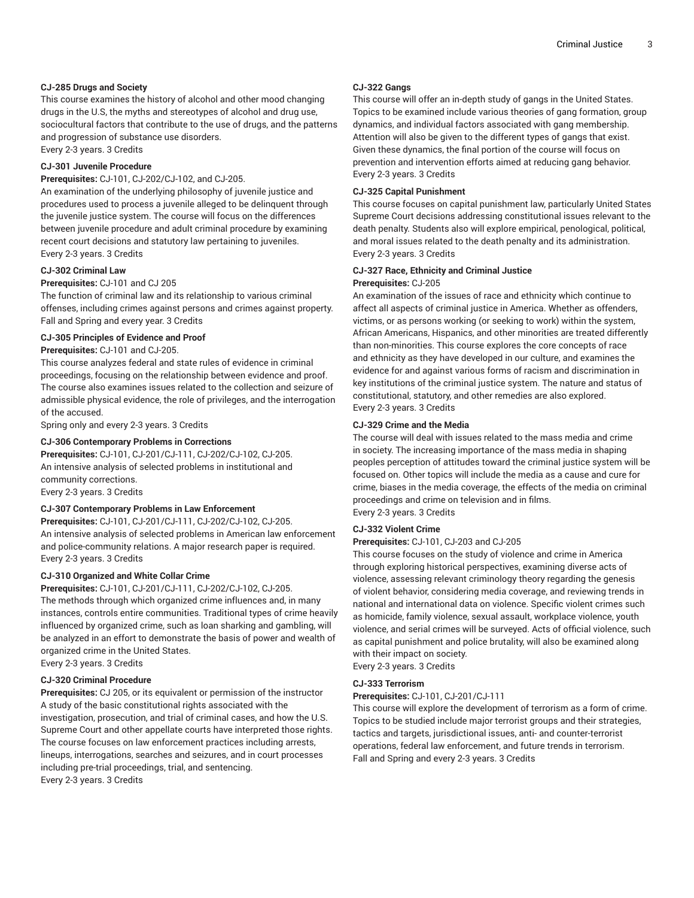**CJ-285 Drugs and Society**

This course examines the history of alcohol and other mood changing drugs in the U.S, the myths and stereotypes of alcohol and drug use, sociocultural factors that contribute to the use of drugs, and the patterns and progression of substance use disorders.
Every 2-3 years. 3 Credits

**CJ-301 Juvenile Procedure**

**Prerequisites:** CJ-101, CJ-202/CJ-102, and CJ-205.
An examination of the underlying philosophy of juvenile justice and procedures used to process a juvenile alleged to be delinquent through the juvenile justice system. The course will focus on the differences between juvenile procedure and adult criminal procedure by examining recent court decisions and statutory law pertaining to juveniles.
Every 2-3 years. 3 Credits

**CJ-302 Criminal Law**

**Prerequisites:** CJ-101 and CJ 205
The function of criminal law and its relationship to various criminal offenses, including crimes against persons and crimes against property.
Fall and Spring and every year. 3 Credits

**CJ-305 Principles of Evidence and Proof**

**Prerequisites:** CJ-101 and CJ-205.
This course analyzes federal and state rules of evidence in criminal proceedings, focusing on the relationship between evidence and proof. The course also examines issues related to the collection and seizure of admissible physical evidence, the role of privileges, and the interrogation of the accused.
Spring only and every 2-3 years. 3 Credits

**CJ-306 Contemporary Problems in Corrections**

**Prerequisites:** CJ-101, CJ-201/CJ-111, CJ-202/CJ-102, CJ-205.
An intensive analysis of selected problems in institutional and community corrections.
Every 2-3 years. 3 Credits

**CJ-307 Contemporary Problems in Law Enforcement**

**Prerequisites:** CJ-101, CJ-201/CJ-111, CJ-202/CJ-102, CJ-205.
An intensive analysis of selected problems in American law enforcement and police-community relations. A major research paper is required.
Every 2-3 years. 3 Credits

**CJ-310 Organized and White Collar Crime**

**Prerequisites:** CJ-101, CJ-201/CJ-111, CJ-202/CJ-102, CJ-205.
The methods through which organized crime influences and, in many instances, controls entire communities. Traditional types of crime heavily influenced by organized crime, such as loan sharking and gambling, will be analyzed in an effort to demonstrate the basis of power and wealth of organized crime in the United States.
Every 2-3 years. 3 Credits

**CJ-320 Criminal Procedure**

**Prerequisites:** CJ 205, or its equivalent or permission of the instructor
A study of the basic constitutional rights associated with the investigation, prosecution, and trial of criminal cases, and how the U.S. Supreme Court and other appellate courts have interpreted those rights. The course focuses on law enforcement practices including arrests, lineups, interrogations, searches and seizures, and in court processes including pre-trial proceedings, trial, and sentencing.
Every 2-3 years. 3 Credits

**CJ-322 Gangs**

This course will offer an in-depth study of gangs in the United States. Topics to be examined include various theories of gang formation, group dynamics, and individual factors associated with gang membership. Attention will also be given to the different types of gangs that exist. Given these dynamics, the final portion of the course will focus on prevention and intervention efforts aimed at reducing gang behavior.
Every 2-3 years. 3 Credits

**CJ-325 Capital Punishment**

This course focuses on capital punishment law, particularly United States Supreme Court decisions addressing constitutional issues relevant to the death penalty. Students also will explore empirical, penological, political, and moral issues related to the death penalty and its administration.
Every 2-3 years. 3 Credits

**CJ-327 Race, Ethnicity and Criminal Justice**

**Prerequisites:** CJ-205
An examination of the issues of race and ethnicity which continue to affect all aspects of criminal justice in America. Whether as offenders, victims, or as persons working (or seeking to work) within the system, African Americans, Hispanics, and other minorities are treated differently than non-minorities. This course explores the core concepts of race and ethnicity as they have developed in our culture, and examines the evidence for and against various forms of racism and discrimination in key institutions of the criminal justice system. The nature and status of constitutional, statutory, and other remedies are also explored.
Every 2-3 years. 3 Credits

**CJ-329 Crime and the Media**

The course will deal with issues related to the mass media and crime in society. The increasing importance of the mass media in shaping peoples perception of attitudes toward the criminal justice system will be focused on. Other topics will include the media as a cause and cure for crime, biases in the media coverage, the effects of the media on criminal proceedings and crime on television and in films.
Every 2-3 years. 3 Credits

**CJ-332 Violent Crime**

**Prerequisites:** CJ-101, CJ-203 and CJ-205
This course focuses on the study of violence and crime in America through exploring historical perspectives, examining diverse acts of violence, assessing relevant criminology theory regarding the genesis of violent behavior, considering media coverage, and reviewing trends in national and international data on violence. Specific violent crimes such as homicide, family violence, sexual assault, workplace violence, youth violence, and serial crimes will be surveyed. Acts of official violence, such as capital punishment and police brutality, will also be examined along with their impact on society.
Every 2-3 years. 3 Credits

**CJ-333 Terrorism**

**Prerequisites:** CJ-101, CJ-201/CJ-111
This course will explore the development of terrorism as a form of crime. Topics to be studied include major terrorist groups and their strategies, tactics and targets, jurisdictional issues, anti- and counter-terrorist operations, federal law enforcement, and future trends in terrorism.
Fall and Spring and every 2-3 years. 3 Credits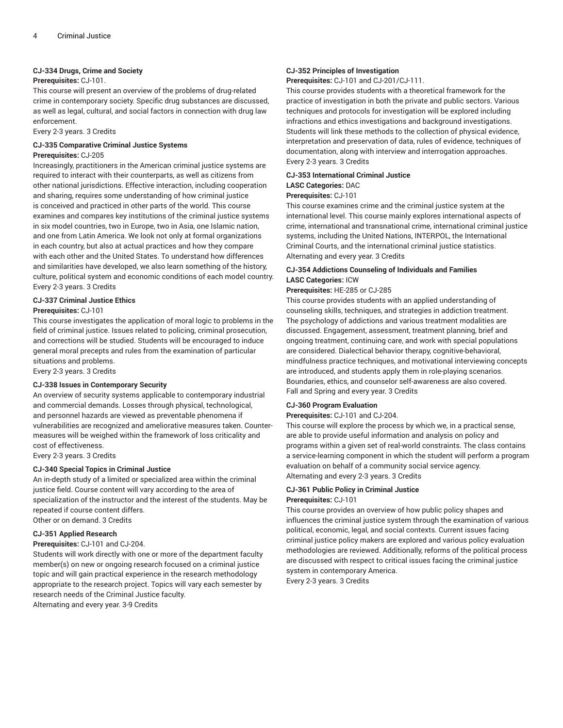#### CJ-334 Drugs, Crime and Society

**Prerequisites:** CJ-101.

This course will present an overview of the problems of drug-related crime in contemporary society. Specific drug substances are discussed, as well as legal, cultural, and social factors in connection with drug law enforcement.

Every 2-3 years. 3 Credits

#### CJ-335 Comparative Criminal Justice Systems

**Prerequisites:** CJ-205

Increasingly, practitioners in the American criminal justice systems are required to interact with their counterparts, as well as citizens from other national jurisdictions. Effective interaction, including cooperation and sharing, requires some understanding of how criminal justice is conceived and practiced in other parts of the world. This course examines and compares key institutions of the criminal justice systems in six model countries, two in Europe, two in Asia, one Islamic nation, and one from Latin America. We look not only at formal organizations in each country, but also at actual practices and how they compare with each other and the United States. To understand how differences and similarities have developed, we also learn something of the history, culture, political system and economic conditions of each model country.

Every 2-3 years. 3 Credits

#### CJ-337 Criminal Justice Ethics

**Prerequisites:** CJ-101

This course investigates the application of moral logic to problems in the field of criminal justice. Issues related to policing, criminal prosecution, and corrections will be studied. Students will be encouraged to induce general moral precepts and rules from the examination of particular situations and problems.

Every 2-3 years. 3 Credits

#### CJ-338 Issues in Contemporary Security

An overview of security systems applicable to contemporary industrial and commercial demands. Losses through physical, technological, and personnel hazards are viewed as preventable phenomena if vulnerabilities are recognized and ameliorative measures taken. Counter-measures will be weighed within the framework of loss criticality and cost of effectiveness.

Every 2-3 years. 3 Credits

#### CJ-340 Special Topics in Criminal Justice

An in-depth study of a limited or specialized area within the criminal justice field. Course content will vary according to the area of specialization of the instructor and the interest of the students. May be repeated if course content differs.

Other or on demand. 3 Credits

#### CJ-351 Applied Research

**Prerequisites:** CJ-101 and CJ-204.

Students will work directly with one or more of the department faculty member(s) on new or ongoing research focused on a criminal justice topic and will gain practical experience in the research methodology appropriate to the research project. Topics will vary each semester by research needs of the Criminal Justice faculty.

Alternating and every year. 3-9 Credits

#### CJ-352 Principles of Investigation

**Prerequisites:** CJ-101 and CJ-201/CJ-111.

This course provides students with a theoretical framework for the practice of investigation in both the private and public sectors. Various techniques and protocols for investigation will be explored including infractions and ethics investigations and background investigations. Students will link these methods to the collection of physical evidence, interpretation and preservation of data, rules of evidence, techniques of documentation, along with interview and interrogation approaches.

Every 2-3 years. 3 Credits

#### CJ-353 International Criminal Justice

**LASC Categories:** DAC

**Prerequisites:** CJ-101

This course examines crime and the criminal justice system at the international level. This course mainly explores international aspects of crime, international and transnational crime, international criminal justice systems, including the United Nations, INTERPOL, the International Criminal Courts, and the international criminal justice statistics.

Alternating and every year. 3 Credits

#### CJ-354 Addictions Counseling of Individuals and Families

**LASC Categories:** ICW

**Prerequisites:** HE-285 or CJ-285

This course provides students with an applied understanding of counseling skills, techniques, and strategies in addiction treatment. The psychology of addictions and various treatment modalities are discussed. Engagement, assessment, treatment planning, brief and ongoing treatment, continuing care, and work with special populations are considered. Dialectical behavior therapy, cognitive-behavioral, mindfulness practice techniques, and motivational interviewing concepts are introduced, and students apply them in role-playing scenarios. Boundaries, ethics, and counselor self-awareness are also covered.

Fall and Spring and every year. 3 Credits

#### CJ-360 Program Evaluation

**Prerequisites:** CJ-101 and CJ-204.

This course will explore the process by which we, in a practical sense, are able to provide useful information and analysis on policy and programs within a given set of real-world constraints. The class contains a service-learning component in which the student will perform a program evaluation on behalf of a community social service agency.

Alternating and every 2-3 years. 3 Credits

#### CJ-361 Public Policy in Criminal Justice

**Prerequisites:** CJ-101

This course provides an overview of how public policy shapes and influences the criminal justice system through the examination of various political, economic, legal, and social contexts. Current issues facing criminal justice policy makers are explored and various policy evaluation methodologies are reviewed. Additionally, reforms of the political process are discussed with respect to critical issues facing the criminal justice system in contemporary America.

Every 2-3 years. 3 Credits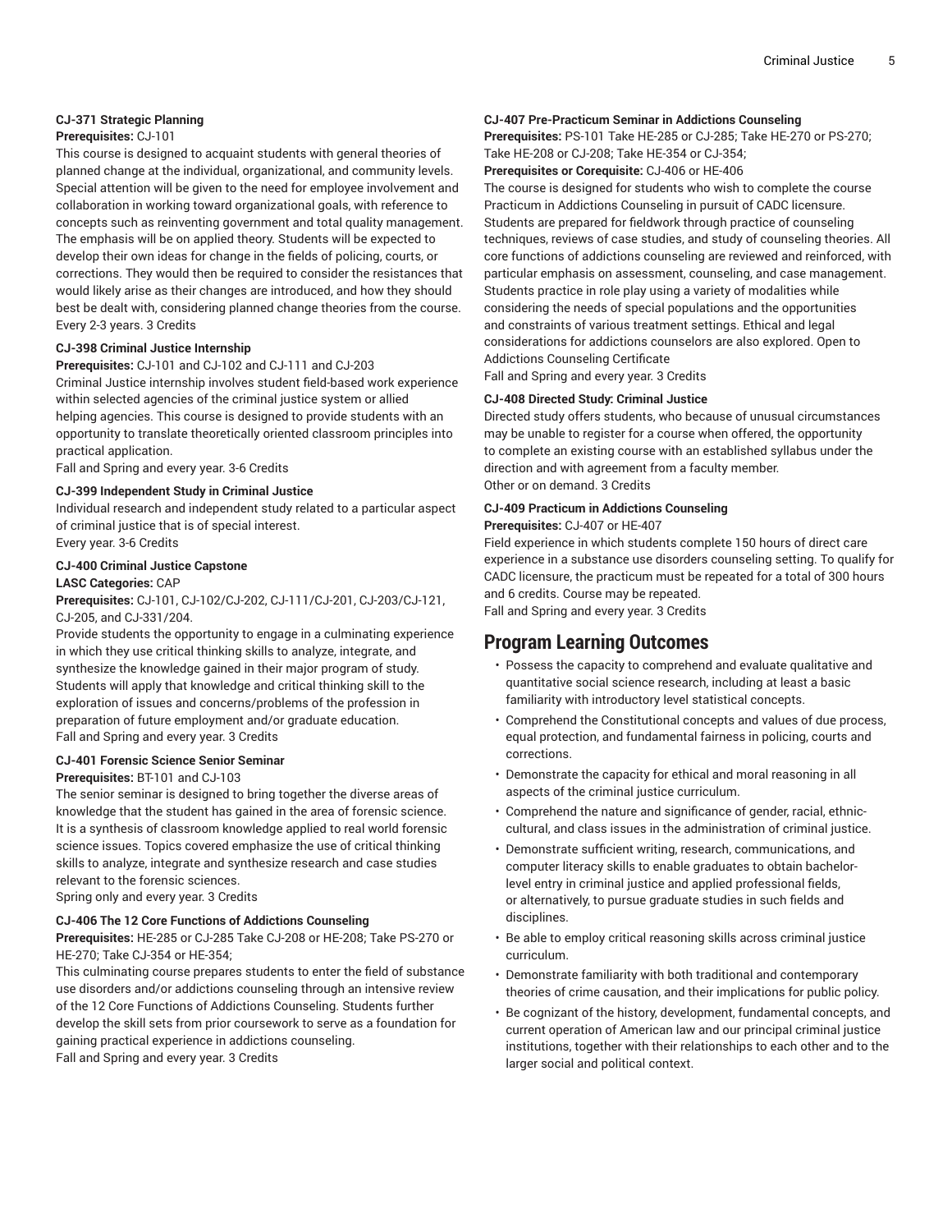**CJ-371 Strategic Planning**

**Prerequisites:** CJ-101

This course is designed to acquaint students with general theories of planned change at the individual, organizational, and community levels. Special attention will be given to the need for employee involvement and collaboration in working toward organizational goals, with reference to concepts such as reinventing government and total quality management. The emphasis will be on applied theory. Students will be expected to develop their own ideas for change in the fields of policing, courts, or corrections. They would then be required to consider the resistances that would likely arise as their changes are introduced, and how they should best be dealt with, considering planned change theories from the course.
Every 2-3 years. 3 Credits

**CJ-398 Criminal Justice Internship**

**Prerequisites:** CJ-101 and CJ-102 and CJ-111 and CJ-203

Criminal Justice internship involves student field-based work experience within selected agencies of the criminal justice system or allied helping agencies. This course is designed to provide students with an opportunity to translate theoretically oriented classroom principles into practical application.

Fall and Spring and every year. 3-6 Credits

**CJ-399 Independent Study in Criminal Justice**

Individual research and independent study related to a particular aspect of criminal justice that is of special interest.

Every year. 3-6 Credits

**CJ-400 Criminal Justice Capstone**

**LASC Categories:** CAP

**Prerequisites:** CJ-101, CJ-102/CJ-202, CJ-111/CJ-201, CJ-203/CJ-121, CJ-205, and CJ-331/204.

Provide students the opportunity to engage in a culminating experience in which they use critical thinking skills to analyze, integrate, and synthesize the knowledge gained in their major program of study. Students will apply that knowledge and critical thinking skill to the exploration of issues and concerns/problems of the profession in preparation of future employment and/or graduate education.

Fall and Spring and every year. 3 Credits

**CJ-401 Forensic Science Senior Seminar**

**Prerequisites:** BT-101 and CJ-103

The senior seminar is designed to bring together the diverse areas of knowledge that the student has gained in the area of forensic science. It is a synthesis of classroom knowledge applied to real world forensic science issues. Topics covered emphasize the use of critical thinking skills to analyze, integrate and synthesize research and case studies relevant to the forensic sciences.

Spring only and every year. 3 Credits

**CJ-406 The 12 Core Functions of Addictions Counseling**

**Prerequisites:** HE-285 or CJ-285 Take CJ-208 or HE-208; Take PS-270 or HE-270; Take CJ-354 or HE-354;

This culminating course prepares students to enter the field of substance use disorders and/or addictions counseling through an intensive review of the 12 Core Functions of Addictions Counseling. Students further develop the skill sets from prior coursework to serve as a foundation for gaining practical experience in addictions counseling.

Fall and Spring and every year. 3 Credits

**CJ-407 Pre-Practicum Seminar in Addictions Counseling**

**Prerequisites:** PS-101 Take HE-285 or CJ-285; Take HE-270 or PS-270; Take HE-208 or CJ-208; Take HE-354 or CJ-354;

**Prerequisites or Corequisite:** CJ-406 or HE-406

The course is designed for students who wish to complete the course Practicum in Addictions Counseling in pursuit of CADC licensure. Students are prepared for fieldwork through practice of counseling techniques, reviews of case studies, and study of counseling theories. All core functions of addictions counseling are reviewed and reinforced, with particular emphasis on assessment, counseling, and case management. Students practice in role play using a variety of modalities while considering the needs of special populations and the opportunities and constraints of various treatment settings. Ethical and legal considerations for addictions counselors are also explored. Open to Addictions Counseling Certificate

Fall and Spring and every year. 3 Credits

**CJ-408 Directed Study: Criminal Justice**

Directed study offers students, who because of unusual circumstances may be unable to register for a course when offered, the opportunity to complete an existing course with an established syllabus under the direction and with agreement from a faculty member.

Other or on demand. 3 Credits

**CJ-409 Practicum in Addictions Counseling**

**Prerequisites:** CJ-407 or HE-407

Field experience in which students complete 150 hours of direct care experience in a substance use disorders counseling setting. To qualify for CADC licensure, the practicum must be repeated for a total of 300 hours and 6 credits. Course may be repeated.

Fall and Spring and every year. 3 Credits

## Program Learning Outcomes

- Possess the capacity to comprehend and evaluate qualitative and quantitative social science research, including at least a basic familiarity with introductory level statistical concepts.
- Comprehend the Constitutional concepts and values of due process, equal protection, and fundamental fairness in policing, courts and corrections.
- Demonstrate the capacity for ethical and moral reasoning in all aspects of the criminal justice curriculum.
- Comprehend the nature and significance of gender, racial, ethnic-cultural, and class issues in the administration of criminal justice.
- Demonstrate sufficient writing, research, communications, and computer literacy skills to enable graduates to obtain bachelor-level entry in criminal justice and applied professional fields, or alternatively, to pursue graduate studies in such fields and disciplines.
- Be able to employ critical reasoning skills across criminal justice curriculum.
- Demonstrate familiarity with both traditional and contemporary theories of crime causation, and their implications for public policy.
- Be cognizant of the history, development, fundamental concepts, and current operation of American law and our principal criminal justice institutions, together with their relationships to each other and to the larger social and political context.